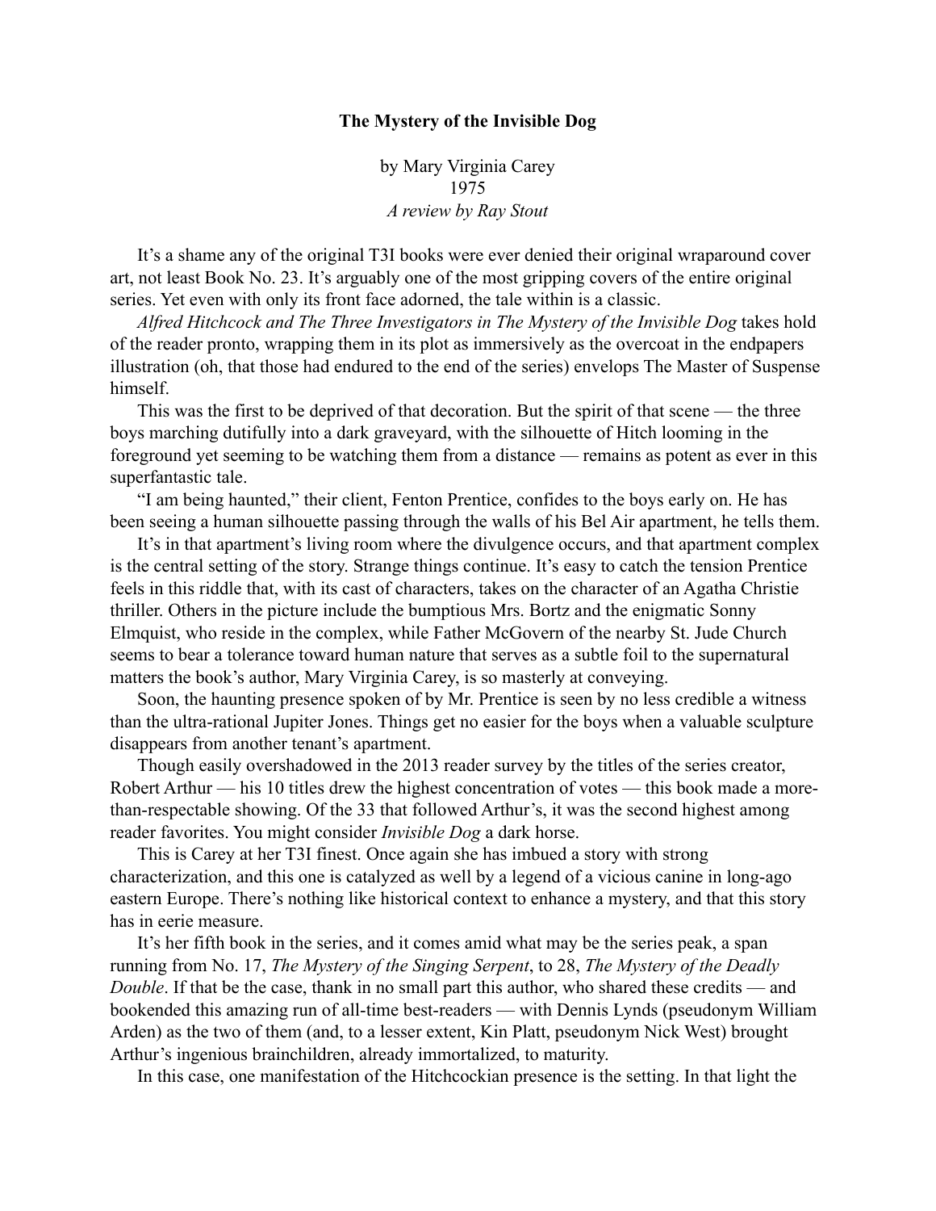# The Mystery of the Invisible Dog

by Mary Virginia Carey
1975
*A review by Ray Stout*

It's a shame any of the original T3I books were ever denied their original wraparound cover art, not least Book No. 23. It's arguably one of the most gripping covers of the entire original series. Yet even with only its front face adorned, the tale within is a classic.

*Alfred Hitchcock and The Three Investigators in The Mystery of the Invisible Dog* takes hold of the reader pronto, wrapping them in its plot as immersively as the overcoat in the endpapers illustration (oh, that those had endured to the end of the series) envelops The Master of Suspense himself.

This was the first to be deprived of that decoration. But the spirit of that scene — the three boys marching dutifully into a dark graveyard, with the silhouette of Hitch looming in the foreground yet seeming to be watching them from a distance — remains as potent as ever in this superfantastic tale.

"I am being haunted," their client, Fenton Prentice, confides to the boys early on. He has been seeing a human silhouette passing through the walls of his Bel Air apartment, he tells them.

It's in that apartment's living room where the divulgence occurs, and that apartment complex is the central setting of the story. Strange things continue. It's easy to catch the tension Prentice feels in this riddle that, with its cast of characters, takes on the character of an Agatha Christie thriller. Others in the picture include the bumptious Mrs. Bortz and the enigmatic Sonny Elmquist, who reside in the complex, while Father McGovern of the nearby St. Jude Church seems to bear a tolerance toward human nature that serves as a subtle foil to the supernatural matters the book's author, Mary Virginia Carey, is so masterly at conveying.

Soon, the haunting presence spoken of by Mr. Prentice is seen by no less credible a witness than the ultra-rational Jupiter Jones. Things get no easier for the boys when a valuable sculpture disappears from another tenant's apartment.

Though easily overshadowed in the 2013 reader survey by the titles of the series creator, Robert Arthur — his 10 titles drew the highest concentration of votes — this book made a more-than-respectable showing. Of the 33 that followed Arthur's, it was the second highest among reader favorites. You might consider *Invisible Dog* a dark horse.

This is Carey at her T3I finest. Once again she has imbued a story with strong characterization, and this one is catalyzed as well by a legend of a vicious canine in long-ago eastern Europe. There's nothing like historical context to enhance a mystery, and that this story has in eerie measure.

It's her fifth book in the series, and it comes amid what may be the series peak, a span running from No. 17, *The Mystery of the Singing Serpent*, to 28, *The Mystery of the Deadly Double*. If that be the case, thank in no small part this author, who shared these credits — and bookended this amazing run of all-time best-readers — with Dennis Lynds (pseudonym William Arden) as the two of them (and, to a lesser extent, Kin Platt, pseudonym Nick West) brought Arthur's ingenious brainchildren, already immortalized, to maturity.

In this case, one manifestation of the Hitchcockian presence is the setting. In that light the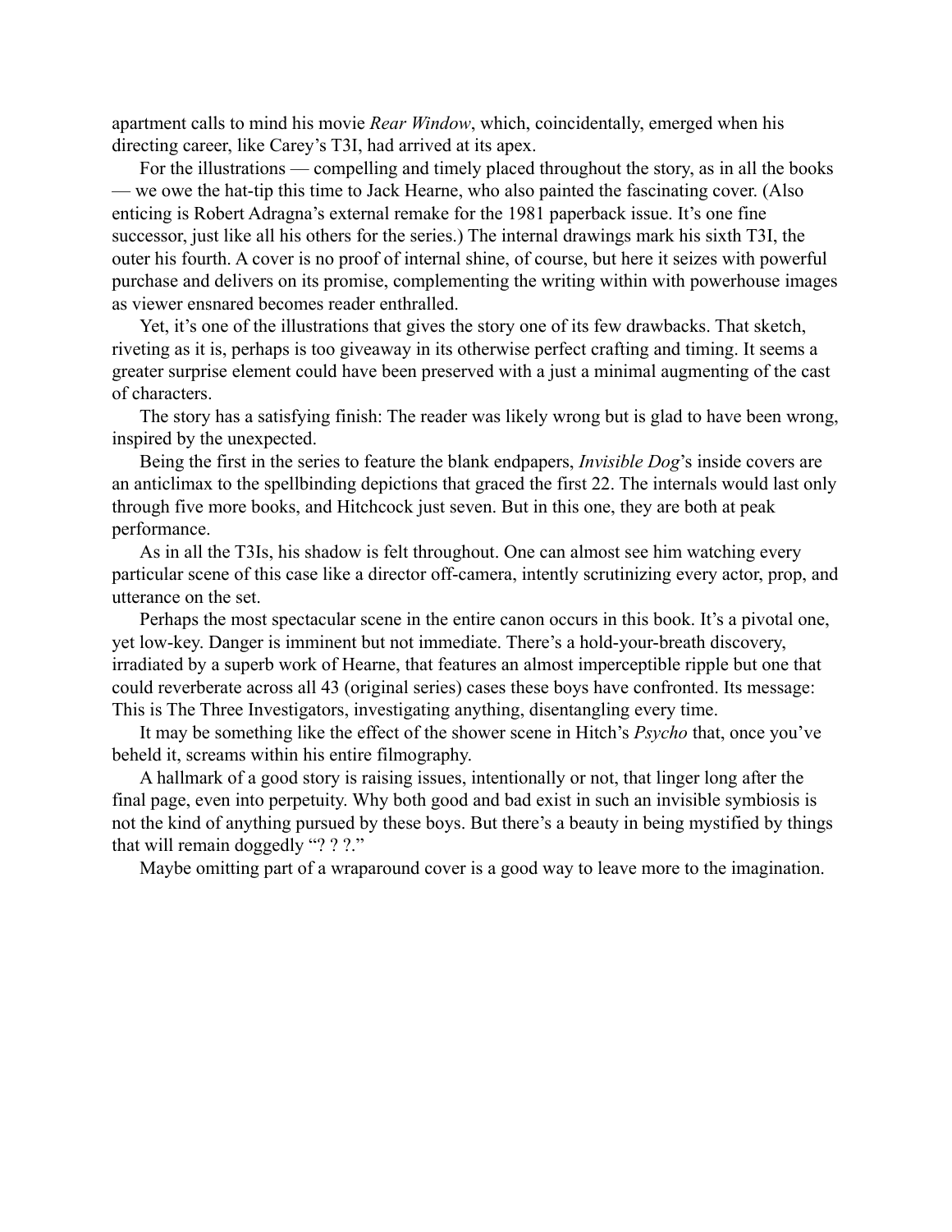apartment calls to mind his movie *Rear Window*, which, coincidentally, emerged when his directing career, like Carey's T3I, had arrived at its apex.

For the illustrations — compelling and timely placed throughout the story, as in all the books — we owe the hat-tip this time to Jack Hearne, who also painted the fascinating cover. (Also enticing is Robert Adragna's external remake for the 1981 paperback issue. It's one fine successor, just like all his others for the series.) The internal drawings mark his sixth T3I, the outer his fourth. A cover is no proof of internal shine, of course, but here it seizes with powerful purchase and delivers on its promise, complementing the writing within with powerhouse images as viewer ensnared becomes reader enthralled.

Yet, it's one of the illustrations that gives the story one of its few drawbacks. That sketch, riveting as it is, perhaps is too giveaway in its otherwise perfect crafting and timing. It seems a greater surprise element could have been preserved with a just a minimal augmenting of the cast of characters.

The story has a satisfying finish: The reader was likely wrong but is glad to have been wrong, inspired by the unexpected.

Being the first in the series to feature the blank endpapers, *Invisible Dog*'s inside covers are an anticlimax to the spellbinding depictions that graced the first 22. The internals would last only through five more books, and Hitchcock just seven. But in this one, they are both at peak performance.

As in all the T3Is, his shadow is felt throughout. One can almost see him watching every particular scene of this case like a director off-camera, intently scrutinizing every actor, prop, and utterance on the set.

Perhaps the most spectacular scene in the entire canon occurs in this book. It's a pivotal one, yet low-key. Danger is imminent but not immediate. There's a hold-your-breath discovery, irradiated by a superb work of Hearne, that features an almost imperceptible ripple but one that could reverberate across all 43 (original series) cases these boys have confronted. Its message: This is The Three Investigators, investigating anything, disentangling every time.

It may be something like the effect of the shower scene in Hitch's *Psycho* that, once you've beheld it, screams within his entire filmography.

A hallmark of a good story is raising issues, intentionally or not, that linger long after the final page, even into perpetuity. Why both good and bad exist in such an invisible symbiosis is not the kind of anything pursued by these boys. But there's a beauty in being mystified by things that will remain doggedly "? ? ?."

Maybe omitting part of a wraparound cover is a good way to leave more to the imagination.